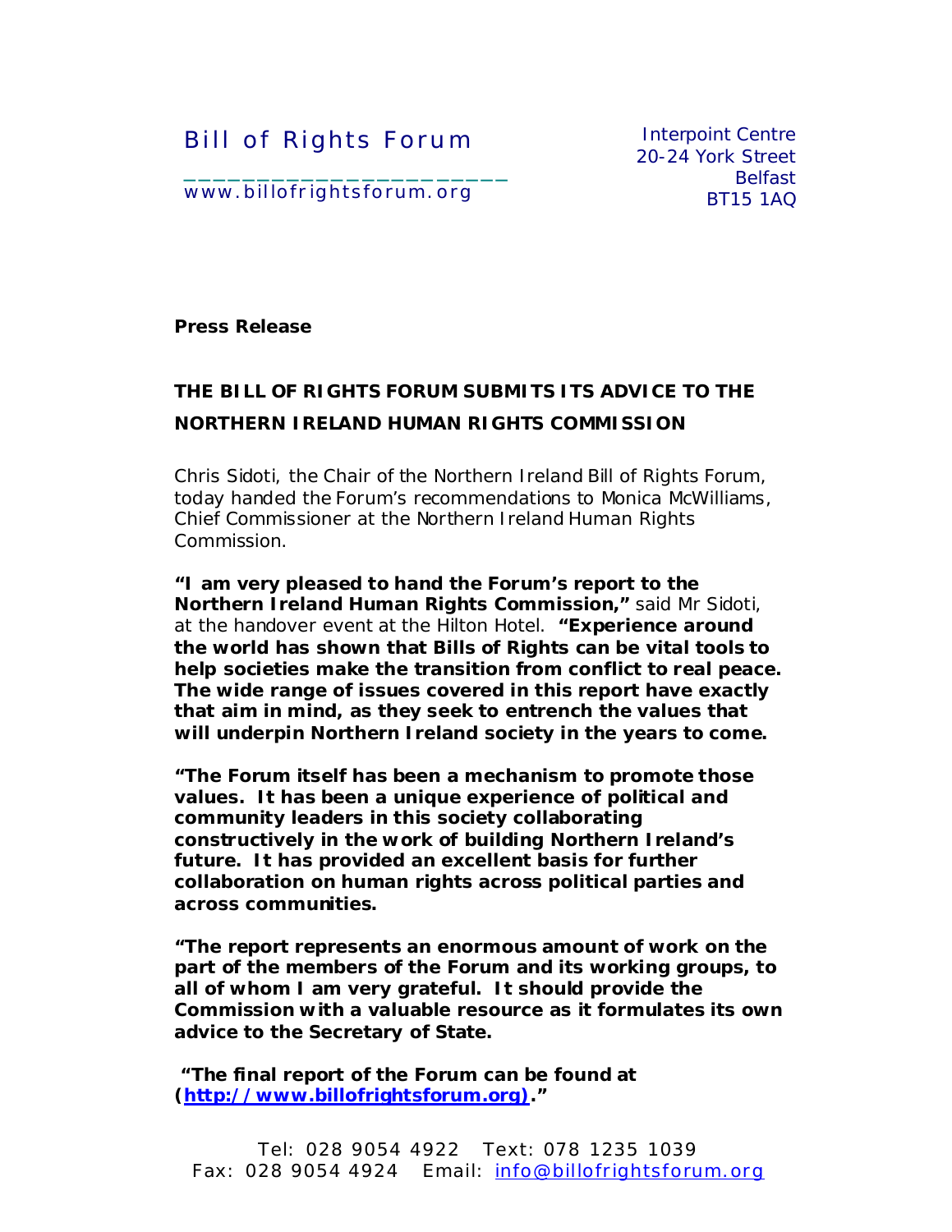Bill of Rights Forum
www.billofrightsforum.org

Interpoint Centre
20-24 York Street
Belfast
BT15 1AQ

**Press Release**

**THE BILL OF RIGHTS FORUM SUBMITS ITS ADVICE TO THE NORTHERN IRELAND HUMAN RIGHTS COMMISSION**

Chris Sidoti, the Chair of the Northern Ireland Bill of Rights Forum, today handed the Forum's recommendations to Monica McWilliams, Chief Commissioner at the Northern Ireland Human Rights Commission.

**"I am very pleased to hand the Forum's report to the Northern Ireland Human Rights Commission,"** said Mr Sidoti, at the handover event at the Hilton Hotel. **"Experience around the world has shown that Bills of Rights can be vital tools to help societies make the transition from conflict to real peace. The wide range of issues covered in this report have exactly that aim in mind, as they seek to entrench the values that will underpin Northern Ireland society in the years to come.**

**"The Forum itself has been a mechanism to promote those values. It has been a unique experience of political and community leaders in this society collaborating constructively in the work of building Northern Ireland's future. It has provided an excellent basis for further collaboration on human rights across political parties and across communities.**

**"The report represents an enormous amount of work on the part of the members of the Forum and its working groups, to all of whom I am very grateful. It should provide the Commission with a valuable resource as it formulates its own advice to the Secretary of State.**

**"The final report of the Forum can be found at (http://www.billofrightsforum.org)."**

Tel: 028 9054 4922 Text: 078 1235 1039
Fax: 028 9054 4924 Email: info@billofrightsforum.org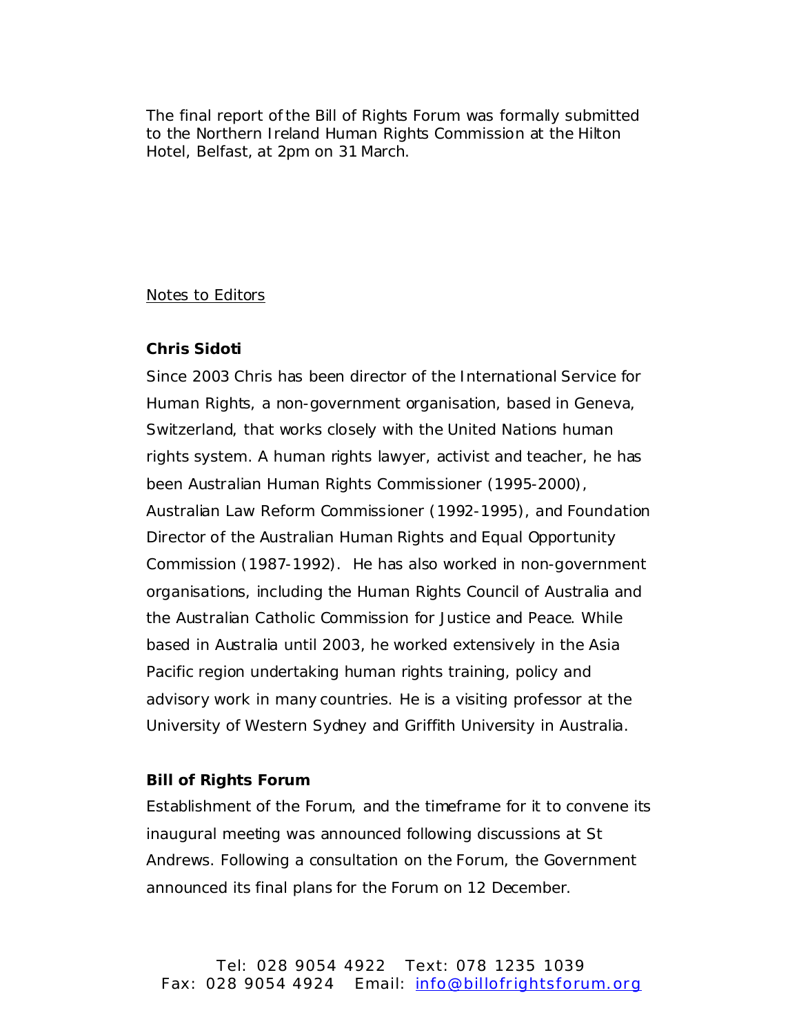The final report of the Bill of Rights Forum was formally submitted to the Northern Ireland Human Rights Commission at the Hilton Hotel, Belfast, at 2pm on 31 March.

Notes to Editors

**Chris Sidoti**

Since 2003 Chris has been director of the International Service for Human Rights, a non-government organisation, based in Geneva, Switzerland, that works closely with the United Nations human rights system. A human rights lawyer, activist and teacher, he has been Australian Human Rights Commissioner (1995-2000), Australian Law Reform Commissioner (1992-1995), and Foundation Director of the Australian Human Rights and Equal Opportunity Commission (1987-1992). He has also worked in non-government organisations, including the Human Rights Council of Australia and the Australian Catholic Commission for Justice and Peace. While based in Australia until 2003, he worked extensively in the Asia Pacific region undertaking human rights training, policy and advisory work in many countries. He is a visiting professor at the University of Western Sydney and Griffith University in Australia.

**Bill of Rights Forum**

Establishment of the Forum, and the timeframe for it to convene its inaugural meeting was announced following discussions at St Andrews. Following a consultation on the Forum, the Government announced its final plans for the Forum on 12 December.

Tel: 028 9054 4922 Text: 078 1235 1039
Fax: 028 9054 4924 Email: info@billofrightsforum.org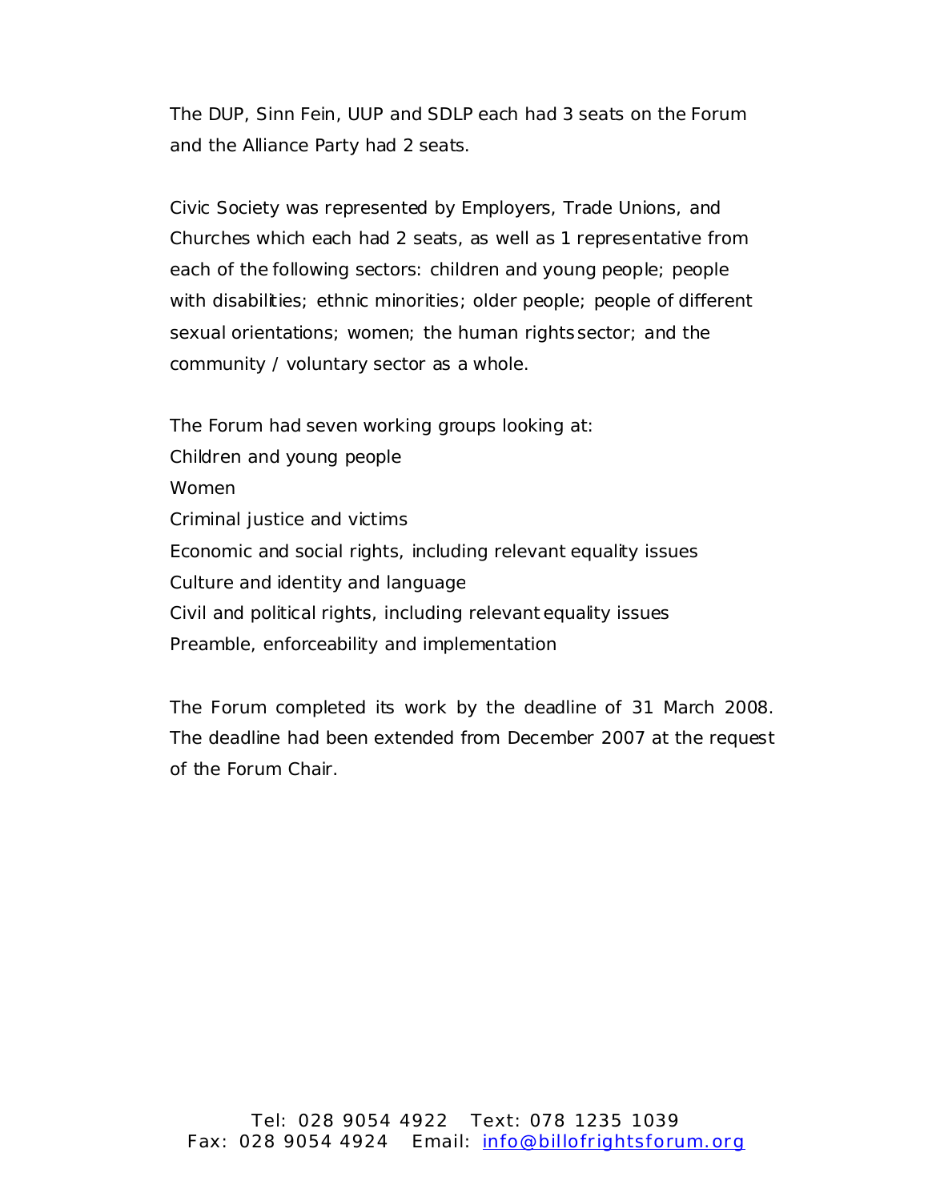The DUP, Sinn Fein, UUP and SDLP each had 3 seats on the Forum and the Alliance Party had 2 seats.

Civic Society was represented by Employers, Trade Unions, and Churches which each had 2 seats, as well as 1 representative from each of the following sectors: children and young people; people with disabilities; ethnic minorities; older people; people of different sexual orientations; women; the human rights sector; and the community / voluntary sector as a whole.

The Forum had seven working groups looking at:

Children and young people
Women
Criminal justice and victims
Economic and social rights, including relevant equality issues
Culture and identity and language
Civil and political rights, including relevant equality issues
Preamble, enforceability and implementation

The Forum completed its work by the deadline of 31 March 2008. The deadline had been extended from December 2007 at the request of the Forum Chair.

Tel: 028 9054 4922 Text: 078 1235 1039
Fax: 028 9054 4924 Email: info@billofrightsforum.org